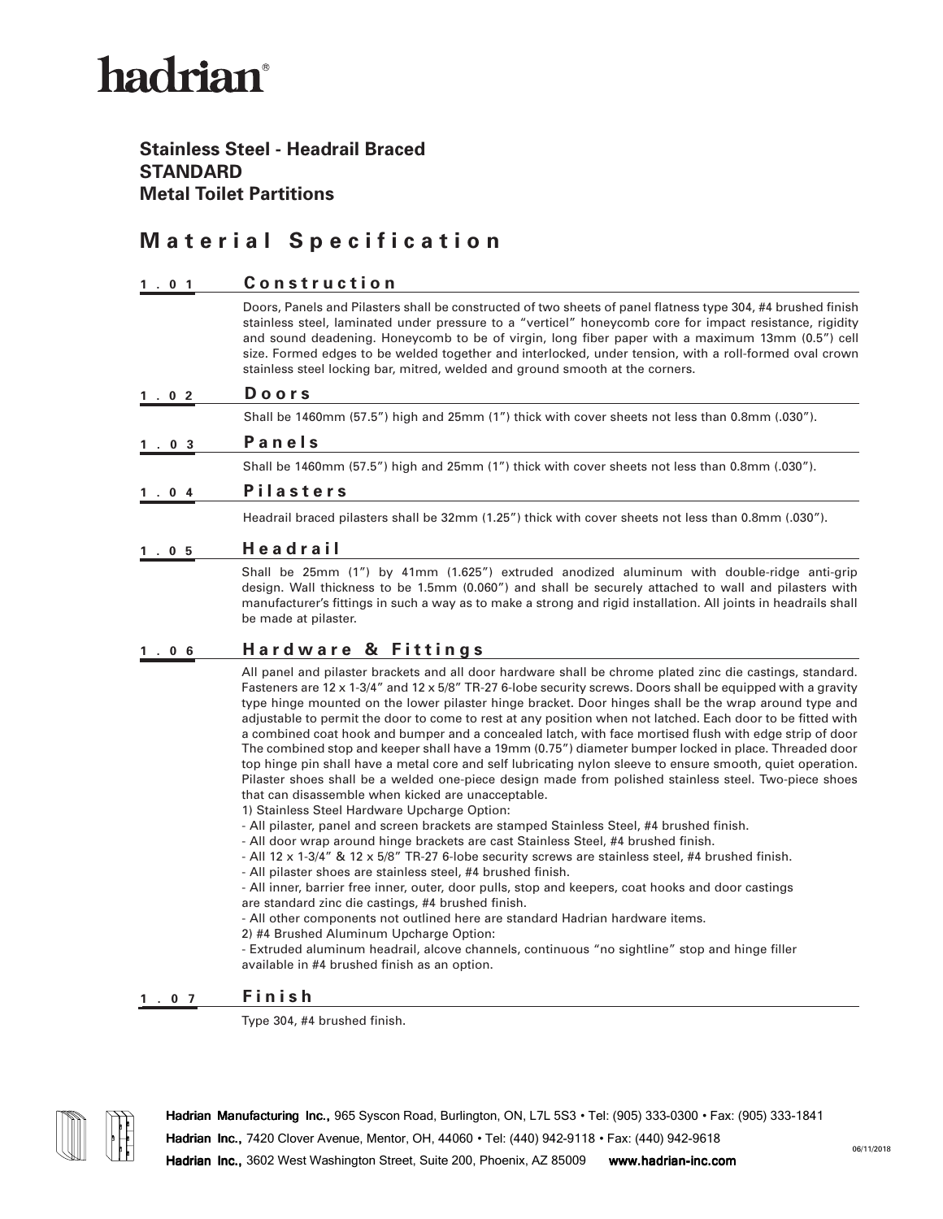# hadrian®

**Stainless Steel - Headrail Braced**
**STANDARD**
**Metal Toilet Partitions**

## Material Specification

### 1.01 Construction

Doors, Panels and Pilasters shall be constructed of two sheets of panel flatness type 304, #4 brushed finish stainless steel, laminated under pressure to a "verticel" honeycomb core for impact resistance, rigidity and sound deadening. Honeycomb to be of virgin, long fiber paper with a maximum 13mm (0.5") cell size. Formed edges to be welded together and interlocked, under tension, with a roll-formed oval crown stainless steel locking bar, mitred, welded and ground smooth at the corners.

### 1.02 Doors

Shall be 1460mm (57.5") high and 25mm (1") thick with cover sheets not less than 0.8mm (.030").

### 1.03 Panels

Shall be 1460mm (57.5") high and 25mm (1") thick with cover sheets not less than 0.8mm (.030").

### 1.04 Pilasters

Headrail braced pilasters shall be 32mm (1.25") thick with cover sheets not less than 0.8mm (.030").

### 1.05 Headrail

Shall be 25mm (1") by 41mm (1.625") extruded anodized aluminum with double-ridge anti-grip design. Wall thickness to be 1.5mm (0.060") and shall be securely attached to wall and pilasters with manufacturer's fittings in such a way as to make a strong and rigid installation. All joints in headrails shall be made at pilaster.

### 1.06 Hardware & Fittings

All panel and pilaster brackets and all door hardware shall be chrome plated zinc die castings, standard. Fasteners are 12 x 1-3/4" and 12 x 5/8" TR-27 6-lobe security screws. Doors shall be equipped with a gravity type hinge mounted on the lower pilaster hinge bracket. Door hinges shall be the wrap around type and adjustable to permit the door to come to rest at any position when not latched. Each door to be fitted with a combined coat hook and bumper and a concealed latch, with face mortised flush with edge strip of door The combined stop and keeper shall have a 19mm (0.75") diameter bumper locked in place. Threaded door top hinge pin shall have a metal core and self lubricating nylon sleeve to ensure smooth, quiet operation. Pilaster shoes shall be a welded one-piece design made from polished stainless steel. Two-piece shoes that can disassemble when kicked are unacceptable.

1) Stainless Steel Hardware Upcharge Option:
- All pilaster, panel and screen brackets are stamped Stainless Steel, #4 brushed finish.
- All door wrap around hinge brackets are cast Stainless Steel, #4 brushed finish.
- All 12 x 1-3/4" & 12 x 5/8" TR-27 6-lobe security screws are stainless steel, #4 brushed finish.
- All pilaster shoes are stainless steel, #4 brushed finish.
- All inner, barrier free inner, outer, door pulls, stop and keepers, coat hooks and door castings are standard zinc die castings, #4 brushed finish.
- All other components not outlined here are standard Hadrian hardware items.

2) #4 Brushed Aluminum Upcharge Option:
- Extruded aluminum headrail, alcove channels, continuous "no sightline" stop and hinge filler available in #4 brushed finish as an option.

### 1.07 Finish

Type 304, #4 brushed finish.

**Hadrian Manufacturing Inc.,** 965 Syscon Road, Burlington, ON, L7L 5S3 • Tel: (905) 333-0300 • Fax: (905) 333-1841
**Hadrian Inc.,** 7420 Clover Avenue, Mentor, OH, 44060 • Tel: (440) 942-9118 • Fax: (440) 942-9618
**Hadrian Inc.,** 3602 West Washington Street, Suite 200, Phoenix, AZ 85009 **www.hadrian-inc.com**

06/11/2018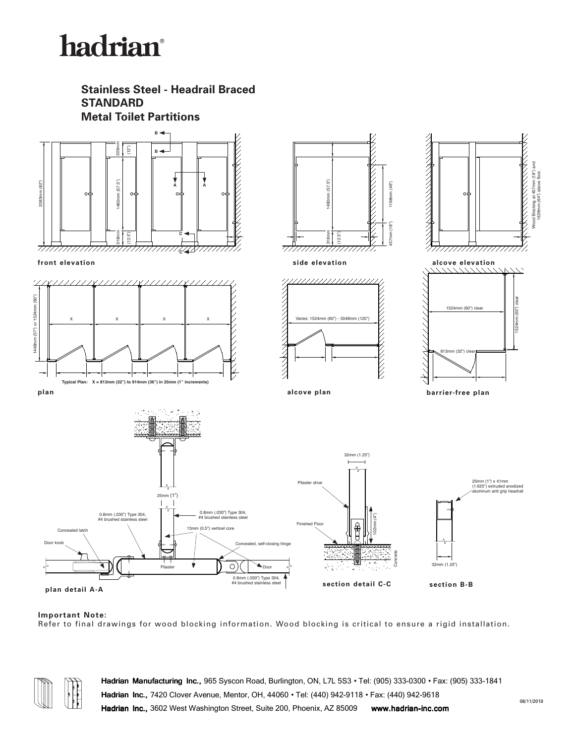# hadrian®

## Stainless Steel - Headrail Braced
## STANDARD
## Metal Toilet Partitions

front elevation

2083mm (82")
305mm (12")
1460mm (57.5")
318mm (12.5")
A A
B B
C C

side elevation

1460mm (57.5")
318mm (12.5")
1168mm (46")
457mm (18")

alcove elevation

Wood Blocking at 457mm (18") and 1626mm (64") above floor.

plan

1448mm (57") or 1524mm (60")
X X X X
Typical Plan: X = 813mm (32") to 914mm (36") in 25mm (1" increments)

alcove plan

Varies: 1524mm (60") - 3048mm (120")

barrier-free plan

1524mm (60") clear
1524mm (60") clear
813mm (32") clear

plan detail A-A

25mm (1")
0.8mm (.030") Type 304, #4 brushed stainless steel
0.8mm (.030") Type 304, #4 brushed stainless steel
13mm (0.5") verticel core
Concealed latch
Door knob
Concealed, self-closing hinge
Pilaster
Door
0.8mm (.030") Type 304, #4 brushed stainless steel

section detail C-C

32mm (1.25")
Pilaster shoe
Finished Floor
102mm (4")
Concrete

section B-B

25mm (1") x 41mm (1.625") extruded anodized aluminum anti grip headrail
32mm (1.25")

**Important Note:**
Refer to final drawings for wood blocking information. Wood blocking is critical to ensure a rigid installation.

**Hadrian Manufacturing Inc.,** 965 Syscon Road, Burlington, ON, L7L 5S3 • Tel: (905) 333-0300 • Fax: (905) 333-1841
**Hadrian Inc.,** 7420 Clover Avenue, Mentor, OH, 44060 • Tel: (440) 942-9118 • Fax: (440) 942-9618
**Hadrian Inc.,** 3602 West Washington Street, Suite 200, Phoenix, AZ 85009 **www.hadrian-inc.com**

06/11/2018